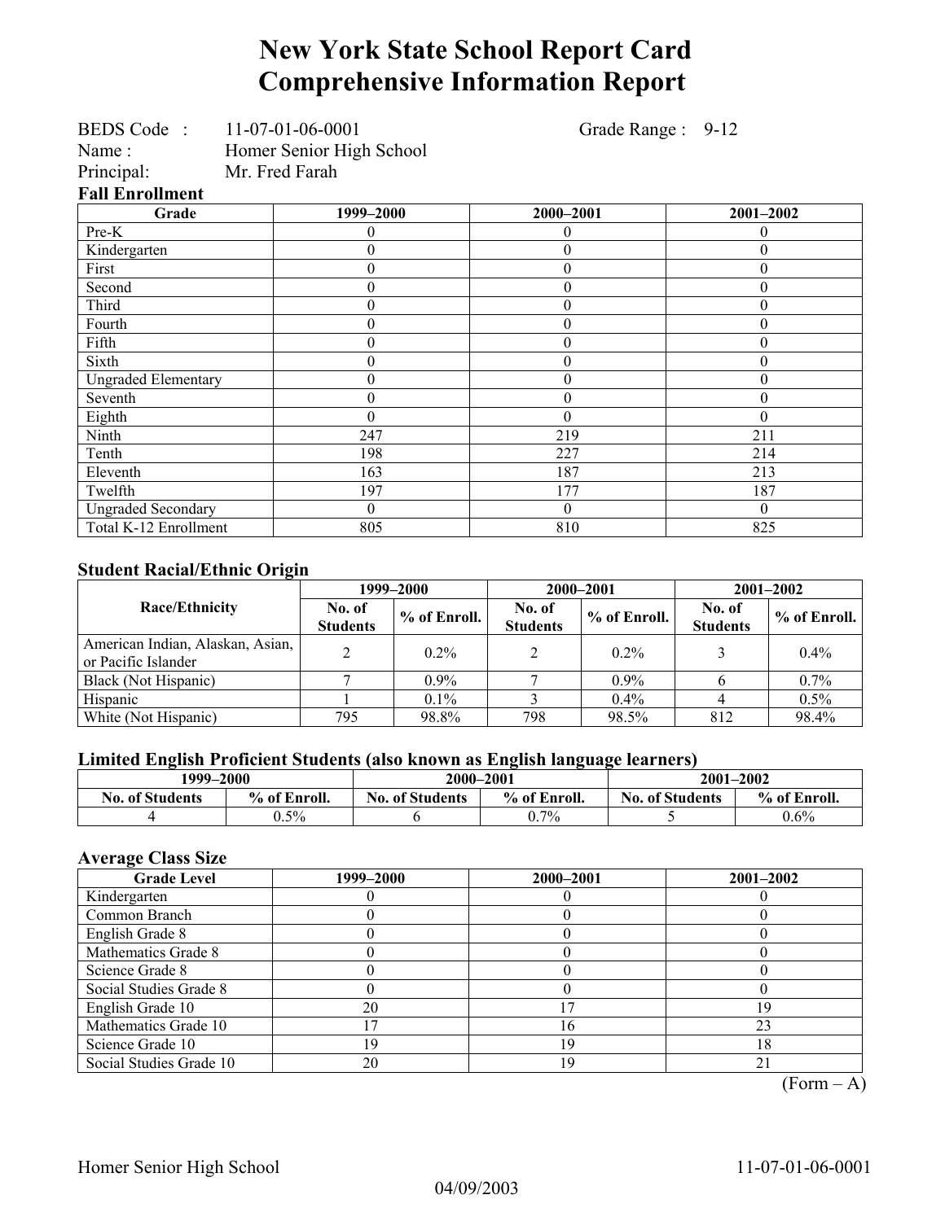# New York State School Report Card
# Comprehensive Information Report

BEDS Code : 11-07-01-06-0001 Grade Range : 9-12
Name : Homer Senior High School
Principal: Mr. Fred Farah

### Fall Enrollment

| Grade | 1999–2000 | 2000–2001 | 2001–2002 |
|---|---|---|---|
| Pre-K | 0 | 0 | 0 |
| Kindergarten | 0 | 0 | 0 |
| First | 0 | 0 | 0 |
| Second | 0 | 0 | 0 |
| Third | 0 | 0 | 0 |
| Fourth | 0 | 0 | 0 |
| Fifth | 0 | 0 | 0 |
| Sixth | 0 | 0 | 0 |
| Ungraded Elementary | 0 | 0 | 0 |
| Seventh | 0 | 0 | 0 |
| Eighth | 0 | 0 | 0 |
| Ninth | 247 | 219 | 211 |
| Tenth | 198 | 227 | 214 |
| Eleventh | 163 | 187 | 213 |
| Twelfth | 197 | 177 | 187 |
| Ungraded Secondary | 0 | 0 | 0 |
| Total K-12 Enrollment | 805 | 810 | 825 |

### Student Racial/Ethnic Origin

| Race/Ethnicity | 1999–2000 | | 2000–2001 | | 2001–2002 | |
|---|---|---|---|---|---|---|
| | No. of Students | % of Enroll. | No. of Students | % of Enroll. | No. of Students | % of Enroll. |
| American Indian, Alaskan, Asian, or Pacific Islander | 2 | 0.2% | 2 | 0.2% | 3 | 0.4% |
| Black (Not Hispanic) | 7 | 0.9% | 7 | 0.9% | 6 | 0.7% |
| Hispanic | 1 | 0.1% | 3 | 0.4% | 4 | 0.5% |
| White (Not Hispanic) | 795 | 98.8% | 798 | 98.5% | 812 | 98.4% |

### Limited English Proficient Students (also known as English language learners)

| 1999–2000 | | 2000–2001 | | 2001–2002 | |
|---|---|---|---|---|---|
| No. of Students | % of Enroll. | No. of Students | % of Enroll. | No. of Students | % of Enroll. |
| 4 | 0.5% | 6 | 0.7% | 5 | 0.6% |

### Average Class Size

| Grade Level | 1999–2000 | 2000–2001 | 2001–2002 |
|---|---|---|---|
| Kindergarten | 0 | 0 | 0 |
| Common Branch | 0 | 0 | 0 |
| English Grade 8 | 0 | 0 | 0 |
| Mathematics Grade 8 | 0 | 0 | 0 |
| Science Grade 8 | 0 | 0 | 0 |
| Social Studies Grade 8 | 0 | 0 | 0 |
| English Grade 10 | 20 | 17 | 19 |
| Mathematics Grade 10 | 17 | 16 | 23 |
| Science Grade 10 | 19 | 19 | 18 |
| Social Studies Grade 10 | 20 | 19 | 21 |

(Form – A)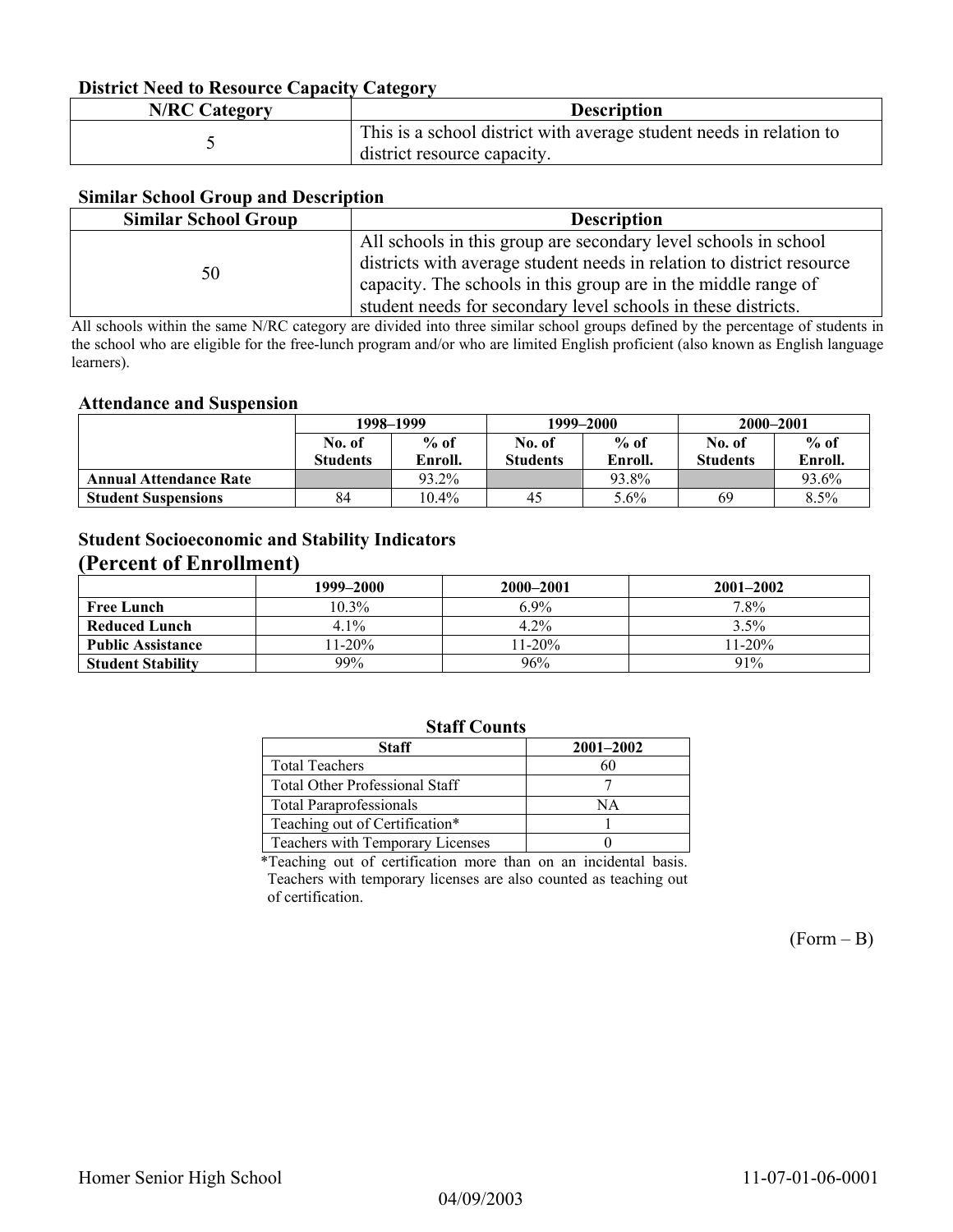### District Need to Resource Capacity Category

| N/RC Category | Description |
|---|---|
| 5 | This is a school district with average student needs in relation to district resource capacity. |

### Similar School Group and Description

| Similar School Group | Description |
|---|---|
| 50 | All schools in this group are secondary level schools in school districts with average student needs in relation to district resource capacity. The schools in this group are in the middle range of student needs for secondary level schools in these districts. |

All schools within the same N/RC category are divided into three similar school groups defined by the percentage of students in the school who are eligible for the free-lunch program and/or who are limited English proficient (also known as English language learners).

### Attendance and Suspension

| | 1998–1999 | | 1999–2000 | | 2000–2001 | |
|---|---|---|---|---|---|---|
| | No. of Students | % of Enroll. | No. of Students | % of Enroll. | No. of Students | % of Enroll. |
| **Annual Attendance Rate** | | 93.2% | | 93.8% | | 93.6% |
| **Student Suspensions** | 84 | 10.4% | 45 | 5.6% | 69 | 8.5% |

### Student Socioeconomic and Stability Indicators (Percent of Enrollment)

| | 1999–2000 | 2000–2001 | 2001–2002 |
|---|---|---|---|
| **Free Lunch** | 10.3% | 6.9% | 7.8% |
| **Reduced Lunch** | 4.1% | 4.2% | 3.5% |
| **Public Assistance** | 11-20% | 11-20% | 11-20% |
| **Student Stability** | 99% | 96% | 91% |

### Staff Counts

| Staff | 2001–2002 |
|---|---|
| Total Teachers | 60 |
| Total Other Professional Staff | 7 |
| Total Paraprofessionals | NA |
| Teaching out of Certification* | 1 |
| Teachers with Temporary Licenses | 0 |

*Teaching out of certification more than on an incidental basis. Teachers with temporary licenses are also counted as teaching out of certification.

(Form – B)

Homer Senior High School 11-07-01-06-0001

04/09/2003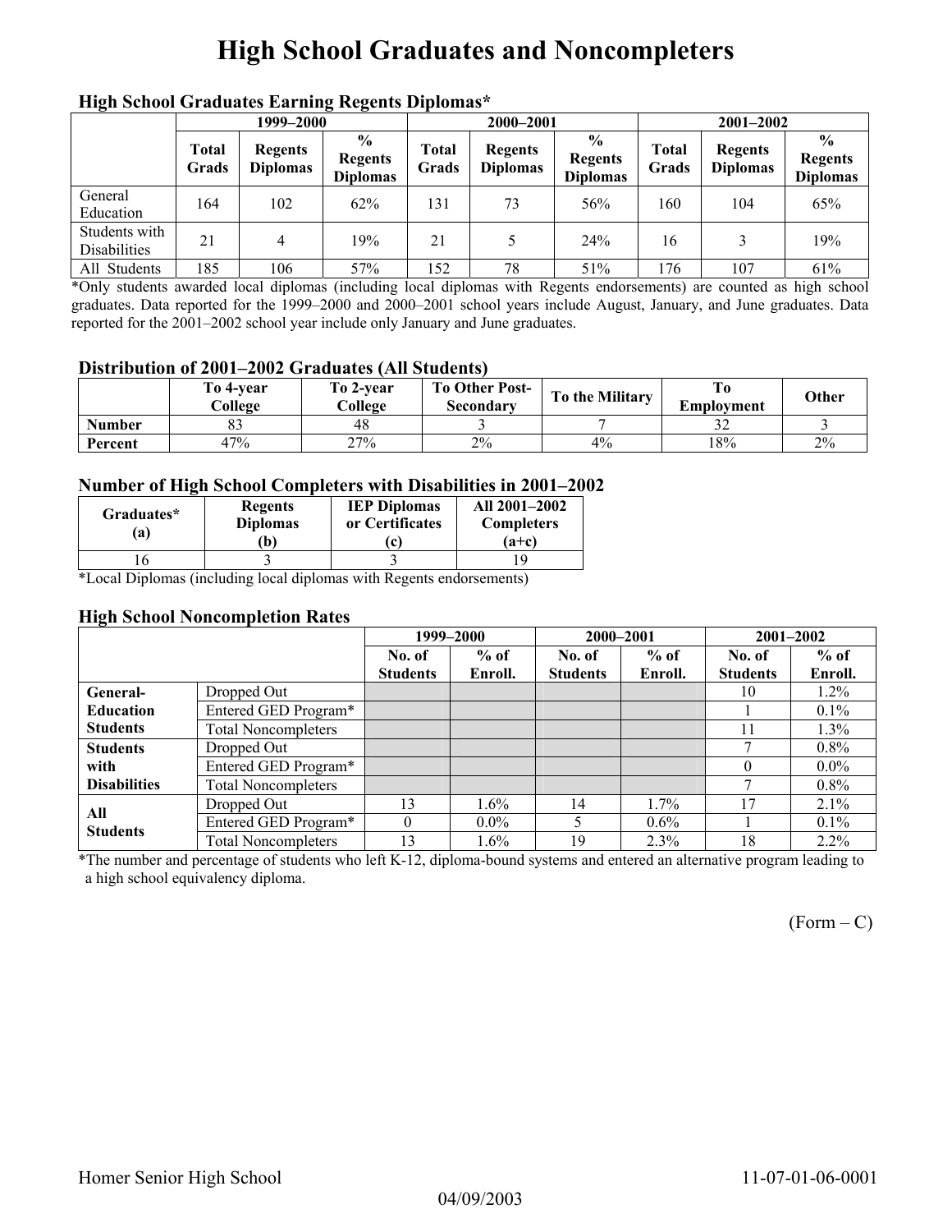# High School Graduates and Noncompleters

### High School Graduates Earning Regents Diplomas*

| | 1999–2000 | | | 2000–2001 | | | 2001–2002 | | |
|---|---|---|---|---|---|---|---|---|---|
| | Total Grads | Regents Diplomas | % Regents Diplomas | Total Grads | Regents Diplomas | % Regents Diplomas | Total Grads | Regents Diplomas | % Regents Diplomas |
| General Education | 164 | 102 | 62% | 131 | 73 | 56% | 160 | 104 | 65% |
| Students with Disabilities | 21 | 4 | 19% | 21 | 5 | 24% | 16 | 3 | 19% |
| All Students | 185 | 106 | 57% | 152 | 78 | 51% | 176 | 107 | 61% |

*Only students awarded local diplomas (including local diplomas with Regents endorsements) are counted as high school graduates. Data reported for the 1999–2000 and 2000–2001 school years include August, January, and June graduates. Data reported for the 2001–2002 school year include only January and June graduates.

### Distribution of 2001–2002 Graduates (All Students)

| | To 4-year College | To 2-year College | To Other Post-Secondary | To the Military | To Employment | Other |
|---|---|---|---|---|---|---|
| Number | 83 | 48 | 3 | 7 | 32 | 3 |
| Percent | 47% | 27% | 2% | 4% | 18% | 2% |

### Number of High School Completers with Disabilities in 2001–2002

| Graduates* (a) | Regents Diplomas (b) | IEP Diplomas or Certificates (c) | All 2001–2002 Completers (a+c) |
|---|---|---|---|
| 16 | 3 | 3 | 19 |

*Local Diplomas (including local diplomas with Regents endorsements)

### High School Noncompletion Rates

| | | 1999–2000 | | 2000–2001 | | 2001–2002 | |
|---|---|---|---|---|---|---|---|
| | | No. of Students | % of Enroll. | No. of Students | % of Enroll. | No. of Students | % of Enroll. |
| General-Education Students | Dropped Out | | | | | 10 | 1.2% |
| | Entered GED Program* | | | | | 1 | 0.1% |
| | Total Noncompleters | | | | | 11 | 1.3% |
| Students with Disabilities | Dropped Out | | | | | 7 | 0.8% |
| | Entered GED Program* | | | | | 0 | 0.0% |
| | Total Noncompleters | | | | | 7 | 0.8% |
| All Students | Dropped Out | 13 | 1.6% | 14 | 1.7% | 17 | 2.1% |
| | Entered GED Program* | 0 | 0.0% | 5 | 0.6% | 1 | 0.1% |
| | Total Noncompleters | 13 | 1.6% | 19 | 2.3% | 18 | 2.2% |

*The number and percentage of students who left K-12, diploma-bound systems and entered an alternative program leading to a high school equivalency diploma.

(Form – C)

Homer Senior High School

11-07-01-06-0001

04/09/2003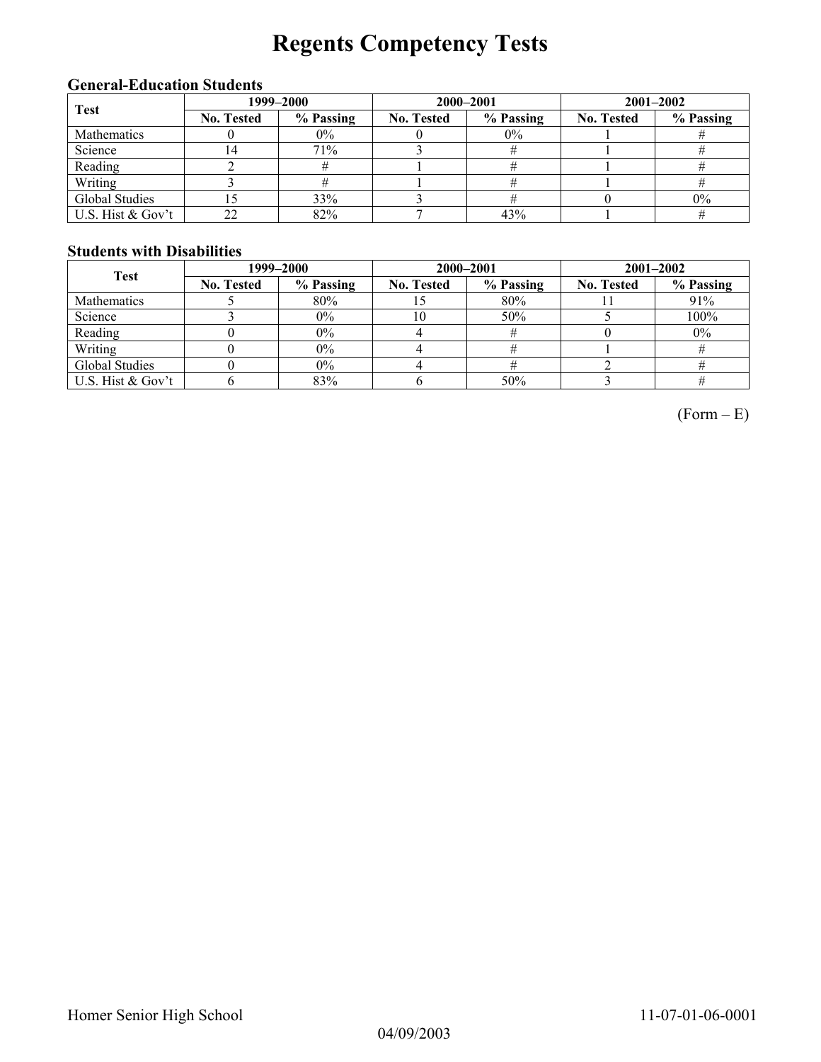# Regents Competency Tests

### General-Education Students

| Test | 1999–2000 | | 2000–2001 | | 2001–2002 | |
|---|---|---|---|---|---|---|
| | No. Tested | % Passing | No. Tested | % Passing | No. Tested | % Passing |
| Mathematics | 0 | 0% | 0 | 0% | 1 | # |
| Science | 14 | 71% | 3 | # | 1 | # |
| Reading | 2 | # | 1 | # | 1 | # |
| Writing | 3 | # | 1 | # | 1 | # |
| Global Studies | 15 | 33% | 3 | # | 0 | 0% |
| U.S. Hist & Gov't | 22 | 82% | 7 | 43% | 1 | # |

### Students with Disabilities

| Test | 1999–2000 | | 2000–2001 | | 2001–2002 | |
|---|---|---|---|---|---|---|
| | No. Tested | % Passing | No. Tested | % Passing | No. Tested | % Passing |
| Mathematics | 5 | 80% | 15 | 80% | 11 | 91% |
| Science | 3 | 0% | 10 | 50% | 5 | 100% |
| Reading | 0 | 0% | 4 | # | 0 | 0% |
| Writing | 0 | 0% | 4 | # | 1 | # |
| Global Studies | 0 | 0% | 4 | # | 2 | # |
| U.S. Hist & Gov't | 6 | 83% | 6 | 50% | 3 | # |

(Form – E)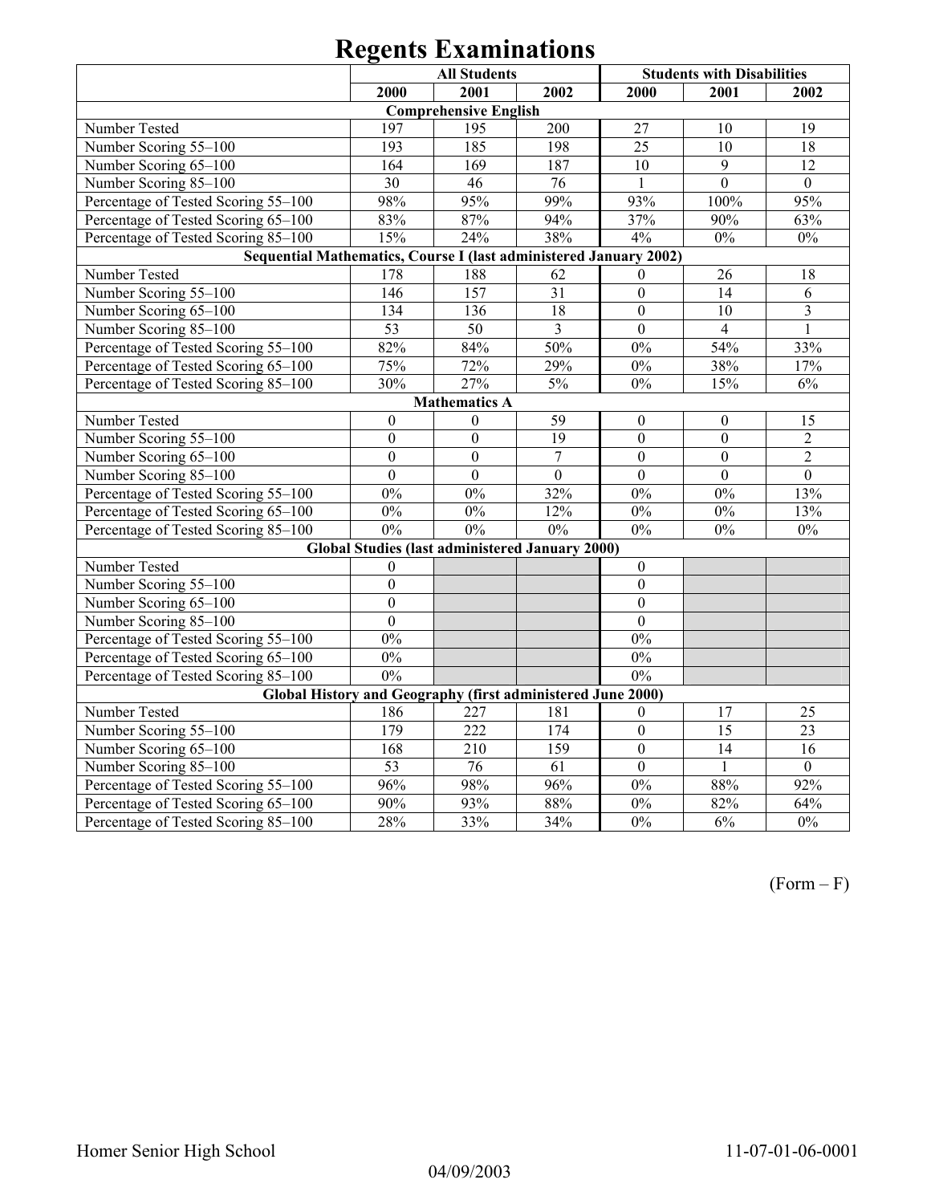# Regents Examinations

| | All Students | | | Students with Disabilities | | |
|---|---|---|---|---|---|---|
| | 2000 | 2001 | 2002 | 2000 | 2001 | 2002 |
| **Comprehensive English** | | | | | | |
| Number Tested | 197 | 195 | 200 | 27 | 10 | 19 |
| Number Scoring 55–100 | 193 | 185 | 198 | 25 | 10 | 18 |
| Number Scoring 65–100 | 164 | 169 | 187 | 10 | 9 | 12 |
| Number Scoring 85–100 | 30 | 46 | 76 | 1 | 0 | 0 |
| Percentage of Tested Scoring 55–100 | 98% | 95% | 99% | 93% | 100% | 95% |
| Percentage of Tested Scoring 65–100 | 83% | 87% | 94% | 37% | 90% | 63% |
| Percentage of Tested Scoring 85–100 | 15% | 24% | 38% | 4% | 0% | 0% |
| **Sequential Mathematics, Course I (last administered January 2002)** | | | | | | |
| Number Tested | 178 | 188 | 62 | 0 | 26 | 18 |
| Number Scoring 55–100 | 146 | 157 | 31 | 0 | 14 | 6 |
| Number Scoring 65–100 | 134 | 136 | 18 | 0 | 10 | 3 |
| Number Scoring 85–100 | 53 | 50 | 3 | 0 | 4 | 1 |
| Percentage of Tested Scoring 55–100 | 82% | 84% | 50% | 0% | 54% | 33% |
| Percentage of Tested Scoring 65–100 | 75% | 72% | 29% | 0% | 38% | 17% |
| Percentage of Tested Scoring 85–100 | 30% | 27% | 5% | 0% | 15% | 6% |
| **Mathematics A** | | | | | | |
| Number Tested | 0 | 0 | 59 | 0 | 0 | 15 |
| Number Scoring 55–100 | 0 | 0 | 19 | 0 | 0 | 2 |
| Number Scoring 65–100 | 0 | 0 | 7 | 0 | 0 | 2 |
| Number Scoring 85–100 | 0 | 0 | 0 | 0 | 0 | 0 |
| Percentage of Tested Scoring 55–100 | 0% | 0% | 32% | 0% | 0% | 13% |
| Percentage of Tested Scoring 65–100 | 0% | 0% | 12% | 0% | 0% | 13% |
| Percentage of Tested Scoring 85–100 | 0% | 0% | 0% | 0% | 0% | 0% |
| **Global Studies (last administered January 2000)** | | | | | | |
| Number Tested | 0 | | | 0 | | |
| Number Scoring 55–100 | 0 | | | 0 | | |
| Number Scoring 65–100 | 0 | | | 0 | | |
| Number Scoring 85–100 | 0 | | | 0 | | |
| Percentage of Tested Scoring 55–100 | 0% | | | 0% | | |
| Percentage of Tested Scoring 65–100 | 0% | | | 0% | | |
| Percentage of Tested Scoring 85–100 | 0% | | | 0% | | |
| **Global History and Geography (first administered June 2000)** | | | | | | |
| Number Tested | 186 | 227 | 181 | 0 | 17 | 25 |
| Number Scoring 55–100 | 179 | 222 | 174 | 0 | 15 | 23 |
| Number Scoring 65–100 | 168 | 210 | 159 | 0 | 14 | 16 |
| Number Scoring 85–100 | 53 | 76 | 61 | 0 | 1 | 0 |
| Percentage of Tested Scoring 55–100 | 96% | 98% | 96% | 0% | 88% | 92% |
| Percentage of Tested Scoring 65–100 | 90% | 93% | 88% | 0% | 82% | 64% |
| Percentage of Tested Scoring 85–100 | 28% | 33% | 34% | 0% | 6% | 0% |

(Form – F)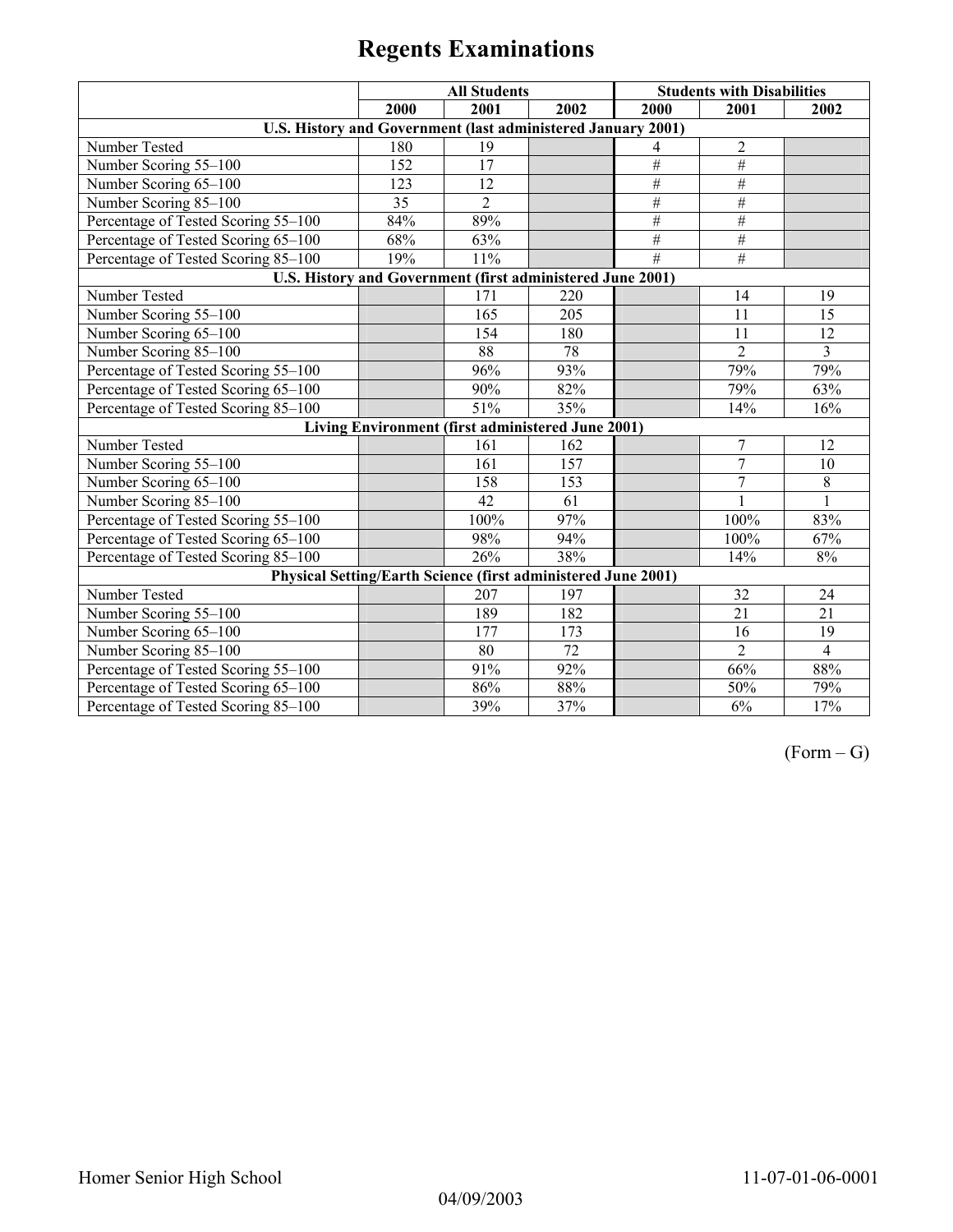# Regents Examinations

| | All Students | | | Students with Disabilities | | |
|---|---|---|---|---|---|---|
| | 2000 | 2001 | 2002 | 2000 | 2001 | 2002 |
| **U.S. History and Government (last administered January 2001)** | | | | | | |
| Number Tested | 180 | 19 | | 4 | 2 | |
| Number Scoring 55–100 | 152 | 17 | | # | # | |
| Number Scoring 65–100 | 123 | 12 | | # | # | |
| Number Scoring 85–100 | 35 | 2 | | # | # | |
| Percentage of Tested Scoring 55–100 | 84% | 89% | | # | # | |
| Percentage of Tested Scoring 65–100 | 68% | 63% | | # | # | |
| Percentage of Tested Scoring 85–100 | 19% | 11% | | # | # | |
| **U.S. History and Government (first administered June 2001)** | | | | | | |
| Number Tested | | 171 | 220 | | 14 | 19 |
| Number Scoring 55–100 | | 165 | 205 | | 11 | 15 |
| Number Scoring 65–100 | | 154 | 180 | | 11 | 12 |
| Number Scoring 85–100 | | 88 | 78 | | 2 | 3 |
| Percentage of Tested Scoring 55–100 | | 96% | 93% | | 79% | 79% |
| Percentage of Tested Scoring 65–100 | | 90% | 82% | | 79% | 63% |
| Percentage of Tested Scoring 85–100 | | 51% | 35% | | 14% | 16% |
| **Living Environment (first administered June 2001)** | | | | | | |
| Number Tested | | 161 | 162 | | 7 | 12 |
| Number Scoring 55–100 | | 161 | 157 | | 7 | 10 |
| Number Scoring 65–100 | | 158 | 153 | | 7 | 8 |
| Number Scoring 85–100 | | 42 | 61 | | 1 | 1 |
| Percentage of Tested Scoring 55–100 | | 100% | 97% | | 100% | 83% |
| Percentage of Tested Scoring 65–100 | | 98% | 94% | | 100% | 67% |
| Percentage of Tested Scoring 85–100 | | 26% | 38% | | 14% | 8% |
| **Physical Setting/Earth Science (first administered June 2001)** | | | | | | |
| Number Tested | | 207 | 197 | | 32 | 24 |
| Number Scoring 55–100 | | 189 | 182 | | 21 | 21 |
| Number Scoring 65–100 | | 177 | 173 | | 16 | 19 |
| Number Scoring 85–100 | | 80 | 72 | | 2 | 4 |
| Percentage of Tested Scoring 55–100 | | 91% | 92% | | 66% | 88% |
| Percentage of Tested Scoring 65–100 | | 86% | 88% | | 50% | 79% |
| Percentage of Tested Scoring 85–100 | | 39% | 37% | | 6% | 17% |

(Form – G)

Homer Senior High School 11-07-01-06-0001

04/09/2003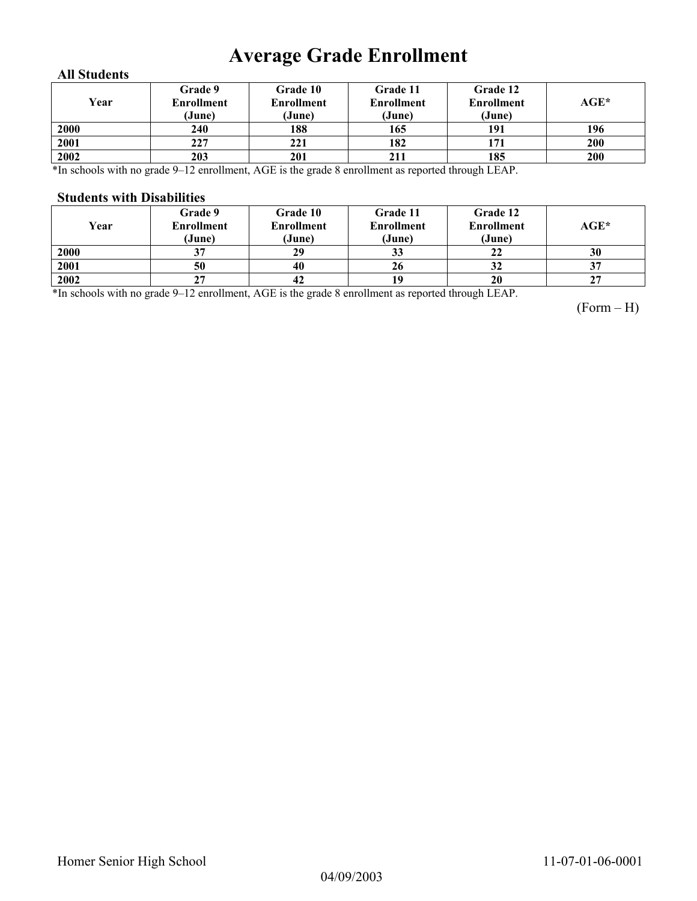# Average Grade Enrollment

### All Students

| Year | Grade 9 Enrollment (June) | Grade 10 Enrollment (June) | Grade 11 Enrollment (June) | Grade 12 Enrollment (June) | AGE* |
|---|---|---|---|---|---|
| 2000 | 240 | 188 | 165 | 191 | 196 |
| 2001 | 227 | 221 | 182 | 171 | 200 |
| 2002 | 203 | 201 | 211 | 185 | 200 |

*In schools with no grade 9–12 enrollment, AGE is the grade 8 enrollment as reported through LEAP.

### Students with Disabilities

| Year | Grade 9 Enrollment (June) | Grade 10 Enrollment (June) | Grade 11 Enrollment (June) | Grade 12 Enrollment (June) | AGE* |
|---|---|---|---|---|---|
| 2000 | 37 | 29 | 33 | 22 | 30 |
| 2001 | 50 | 40 | 26 | 32 | 37 |
| 2002 | 27 | 42 | 19 | 20 | 27 |

*In schools with no grade 9–12 enrollment, AGE is the grade 8 enrollment as reported through LEAP.

(Form – H)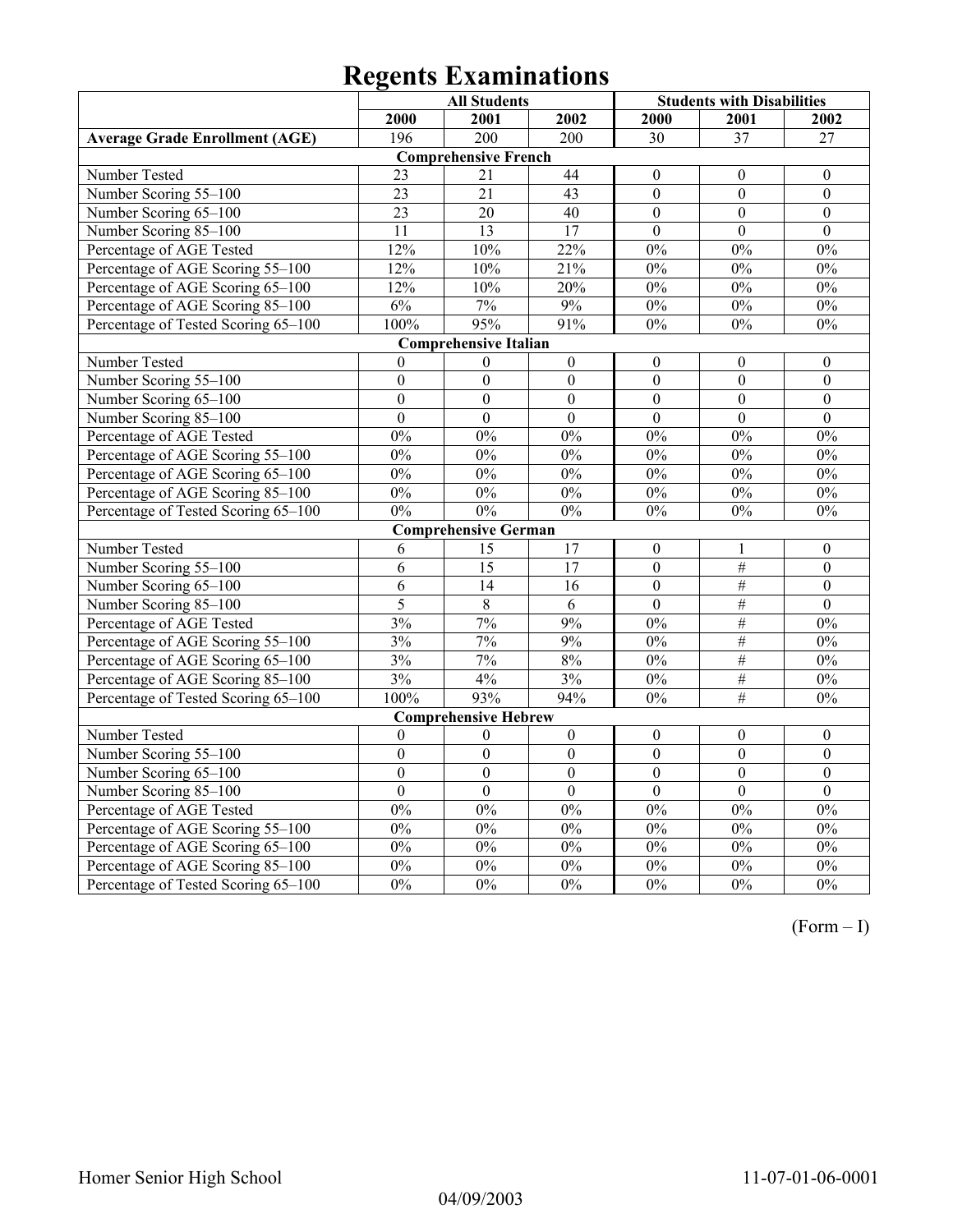# Regents Examinations

| | All Students | | | Students with Disabilities | | |
|---|---|---|---|---|---|---|
| | 2000 | 2001 | 2002 | 2000 | 2001 | 2002 |
| **Average Grade Enrollment (AGE)** | 196 | 200 | 200 | 30 | 37 | 27 |
| **Comprehensive French** | | | | | | |
| Number Tested | 23 | 21 | 44 | 0 | 0 | 0 |
| Number Scoring 55–100 | 23 | 21 | 43 | 0 | 0 | 0 |
| Number Scoring 65–100 | 23 | 20 | 40 | 0 | 0 | 0 |
| Number Scoring 85–100 | 11 | 13 | 17 | 0 | 0 | 0 |
| Percentage of AGE Tested | 12% | 10% | 22% | 0% | 0% | 0% |
| Percentage of AGE Scoring 55–100 | 12% | 10% | 21% | 0% | 0% | 0% |
| Percentage of AGE Scoring 65–100 | 12% | 10% | 20% | 0% | 0% | 0% |
| Percentage of AGE Scoring 85–100 | 6% | 7% | 9% | 0% | 0% | 0% |
| Percentage of Tested Scoring 65–100 | 100% | 95% | 91% | 0% | 0% | 0% |
| **Comprehensive Italian** | | | | | | |
| Number Tested | 0 | 0 | 0 | 0 | 0 | 0 |
| Number Scoring 55–100 | 0 | 0 | 0 | 0 | 0 | 0 |
| Number Scoring 65–100 | 0 | 0 | 0 | 0 | 0 | 0 |
| Number Scoring 85–100 | 0 | 0 | 0 | 0 | 0 | 0 |
| Percentage of AGE Tested | 0% | 0% | 0% | 0% | 0% | 0% |
| Percentage of AGE Scoring 55–100 | 0% | 0% | 0% | 0% | 0% | 0% |
| Percentage of AGE Scoring 65–100 | 0% | 0% | 0% | 0% | 0% | 0% |
| Percentage of AGE Scoring 85–100 | 0% | 0% | 0% | 0% | 0% | 0% |
| Percentage of Tested Scoring 65–100 | 0% | 0% | 0% | 0% | 0% | 0% |
| **Comprehensive German** | | | | | | |
| Number Tested | 6 | 15 | 17 | 0 | 1 | 0 |
| Number Scoring 55–100 | 6 | 15 | 17 | 0 | # | 0 |
| Number Scoring 65–100 | 6 | 14 | 16 | 0 | # | 0 |
| Number Scoring 85–100 | 5 | 8 | 6 | 0 | # | 0 |
| Percentage of AGE Tested | 3% | 7% | 9% | 0% | # | 0% |
| Percentage of AGE Scoring 55–100 | 3% | 7% | 9% | 0% | # | 0% |
| Percentage of AGE Scoring 65–100 | 3% | 7% | 8% | 0% | # | 0% |
| Percentage of AGE Scoring 85–100 | 3% | 4% | 3% | 0% | # | 0% |
| Percentage of Tested Scoring 65–100 | 100% | 93% | 94% | 0% | # | 0% |
| **Comprehensive Hebrew** | | | | | | |
| Number Tested | 0 | 0 | 0 | 0 | 0 | 0 |
| Number Scoring 55–100 | 0 | 0 | 0 | 0 | 0 | 0 |
| Number Scoring 65–100 | 0 | 0 | 0 | 0 | 0 | 0 |
| Number Scoring 85–100 | 0 | 0 | 0 | 0 | 0 | 0 |
| Percentage of AGE Tested | 0% | 0% | 0% | 0% | 0% | 0% |
| Percentage of AGE Scoring 55–100 | 0% | 0% | 0% | 0% | 0% | 0% |
| Percentage of AGE Scoring 65–100 | 0% | 0% | 0% | 0% | 0% | 0% |
| Percentage of AGE Scoring 85–100 | 0% | 0% | 0% | 0% | 0% | 0% |
| Percentage of Tested Scoring 65–100 | 0% | 0% | 0% | 0% | 0% | 0% |

(Form – I)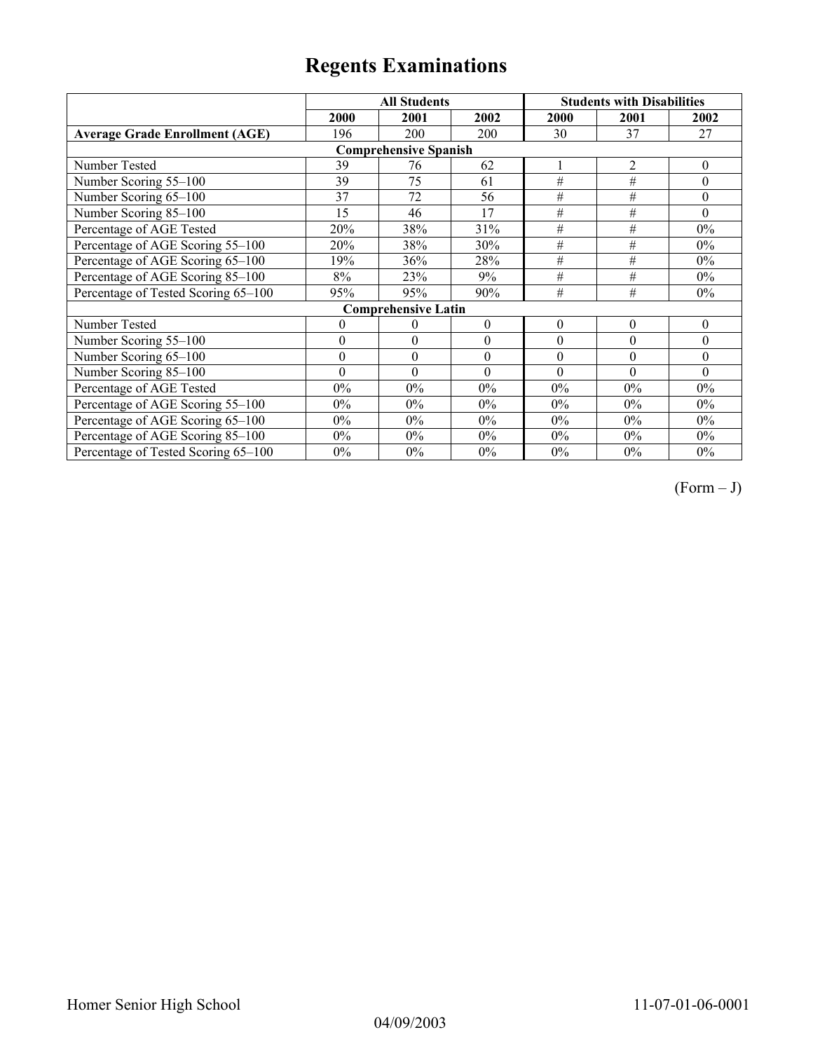# Regents Examinations

| | All Students | | | Students with Disabilities | | |
|---|---|---|---|---|---|---|
| | 2000 | 2001 | 2002 | 2000 | 2001 | 2002 |
| **Average Grade Enrollment (AGE)** | 196 | 200 | 200 | 30 | 37 | 27 |
| **Comprehensive Spanish** | | | | | | |
| Number Tested | 39 | 76 | 62 | 1 | 2 | 0 |
| Number Scoring 55–100 | 39 | 75 | 61 | # | # | 0 |
| Number Scoring 65–100 | 37 | 72 | 56 | # | # | 0 |
| Number Scoring 85–100 | 15 | 46 | 17 | # | # | 0 |
| Percentage of AGE Tested | 20% | 38% | 31% | # | # | 0% |
| Percentage of AGE Scoring 55–100 | 20% | 38% | 30% | # | # | 0% |
| Percentage of AGE Scoring 65–100 | 19% | 36% | 28% | # | # | 0% |
| Percentage of AGE Scoring 85–100 | 8% | 23% | 9% | # | # | 0% |
| Percentage of Tested Scoring 65–100 | 95% | 95% | 90% | # | # | 0% |
| **Comprehensive Latin** | | | | | | |
| Number Tested | 0 | 0 | 0 | 0 | 0 | 0 |
| Number Scoring 55–100 | 0 | 0 | 0 | 0 | 0 | 0 |
| Number Scoring 65–100 | 0 | 0 | 0 | 0 | 0 | 0 |
| Number Scoring 85–100 | 0 | 0 | 0 | 0 | 0 | 0 |
| Percentage of AGE Tested | 0% | 0% | 0% | 0% | 0% | 0% |
| Percentage of AGE Scoring 55–100 | 0% | 0% | 0% | 0% | 0% | 0% |
| Percentage of AGE Scoring 65–100 | 0% | 0% | 0% | 0% | 0% | 0% |
| Percentage of AGE Scoring 85–100 | 0% | 0% | 0% | 0% | 0% | 0% |
| Percentage of Tested Scoring 65–100 | 0% | 0% | 0% | 0% | 0% | 0% |

(Form – J)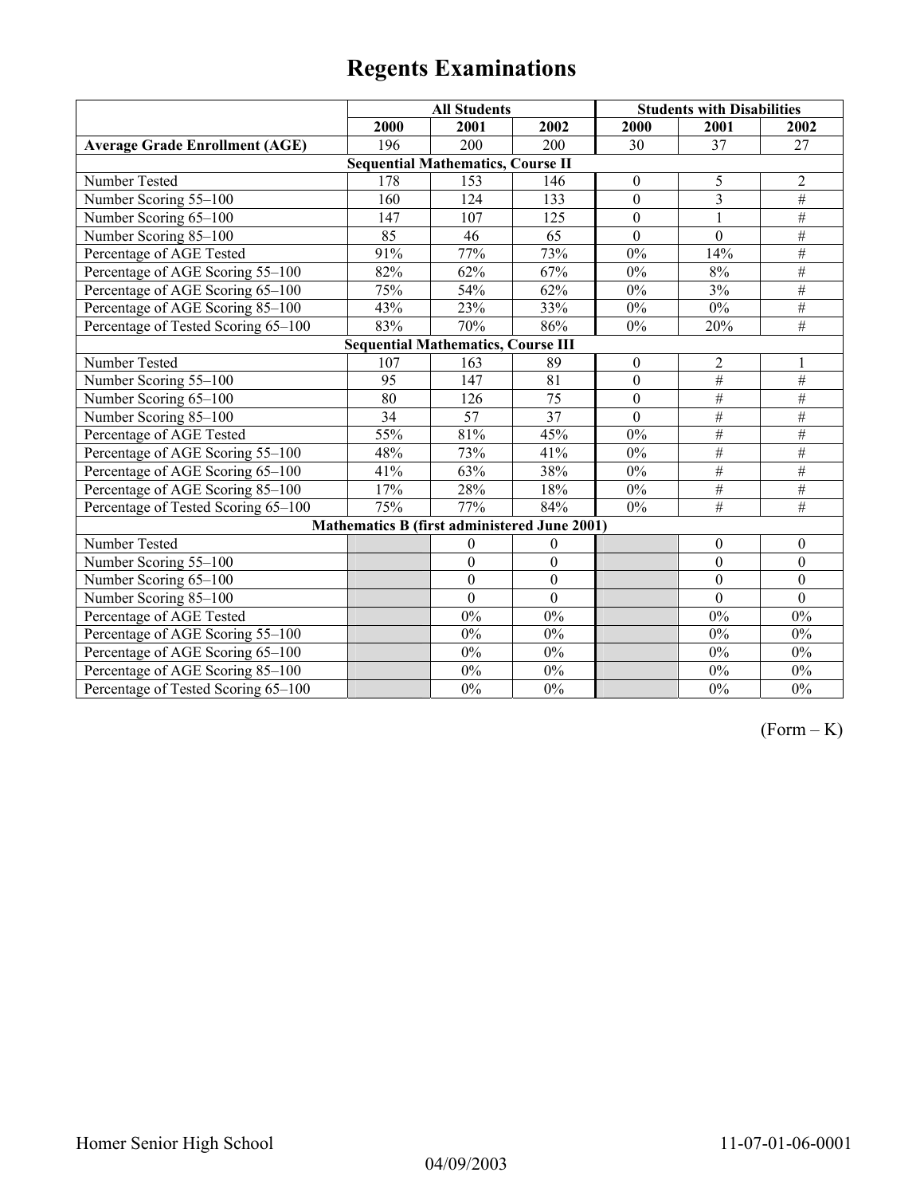# Regents Examinations

| | All Students | | | Students with Disabilities | | |
|---|---|---|---|---|---|---|
| | 2000 | 2001 | 2002 | 2000 | 2001 | 2002 |
| **Average Grade Enrollment (AGE)** | 196 | 200 | 200 | 30 | 37 | 27 |
| **Sequential Mathematics, Course II** | | | | | | |
| Number Tested | 178 | 153 | 146 | 0 | 5 | 2 |
| Number Scoring 55–100 | 160 | 124 | 133 | 0 | 3 | # |
| Number Scoring 65–100 | 147 | 107 | 125 | 0 | 1 | # |
| Number Scoring 85–100 | 85 | 46 | 65 | 0 | 0 | # |
| Percentage of AGE Tested | 91% | 77% | 73% | 0% | 14% | # |
| Percentage of AGE Scoring 55–100 | 82% | 62% | 67% | 0% | 8% | # |
| Percentage of AGE Scoring 65–100 | 75% | 54% | 62% | 0% | 3% | # |
| Percentage of AGE Scoring 85–100 | 43% | 23% | 33% | 0% | 0% | # |
| Percentage of Tested Scoring 65–100 | 83% | 70% | 86% | 0% | 20% | # |
| **Sequential Mathematics, Course III** | | | | | | |
| Number Tested | 107 | 163 | 89 | 0 | 2 | 1 |
| Number Scoring 55–100 | 95 | 147 | 81 | 0 | # | # |
| Number Scoring 65–100 | 80 | 126 | 75 | 0 | # | # |
| Number Scoring 85–100 | 34 | 57 | 37 | 0 | # | # |
| Percentage of AGE Tested | 55% | 81% | 45% | 0% | # | # |
| Percentage of AGE Scoring 55–100 | 48% | 73% | 41% | 0% | # | # |
| Percentage of AGE Scoring 65–100 | 41% | 63% | 38% | 0% | # | # |
| Percentage of AGE Scoring 85–100 | 17% | 28% | 18% | 0% | # | # |
| Percentage of Tested Scoring 65–100 | 75% | 77% | 84% | 0% | # | # |
| **Mathematics B (first administered June 2001)** | | | | | | |
| Number Tested | | 0 | 0 | | 0 | 0 |
| Number Scoring 55–100 | | 0 | 0 | | 0 | 0 |
| Number Scoring 65–100 | | 0 | 0 | | 0 | 0 |
| Number Scoring 85–100 | | 0 | 0 | | 0 | 0 |
| Percentage of AGE Tested | | 0% | 0% | | 0% | 0% |
| Percentage of AGE Scoring 55–100 | | 0% | 0% | | 0% | 0% |
| Percentage of AGE Scoring 65–100 | | 0% | 0% | | 0% | 0% |
| Percentage of AGE Scoring 85–100 | | 0% | 0% | | 0% | 0% |
| Percentage of Tested Scoring 65–100 | | 0% | 0% | | 0% | 0% |

(Form – K)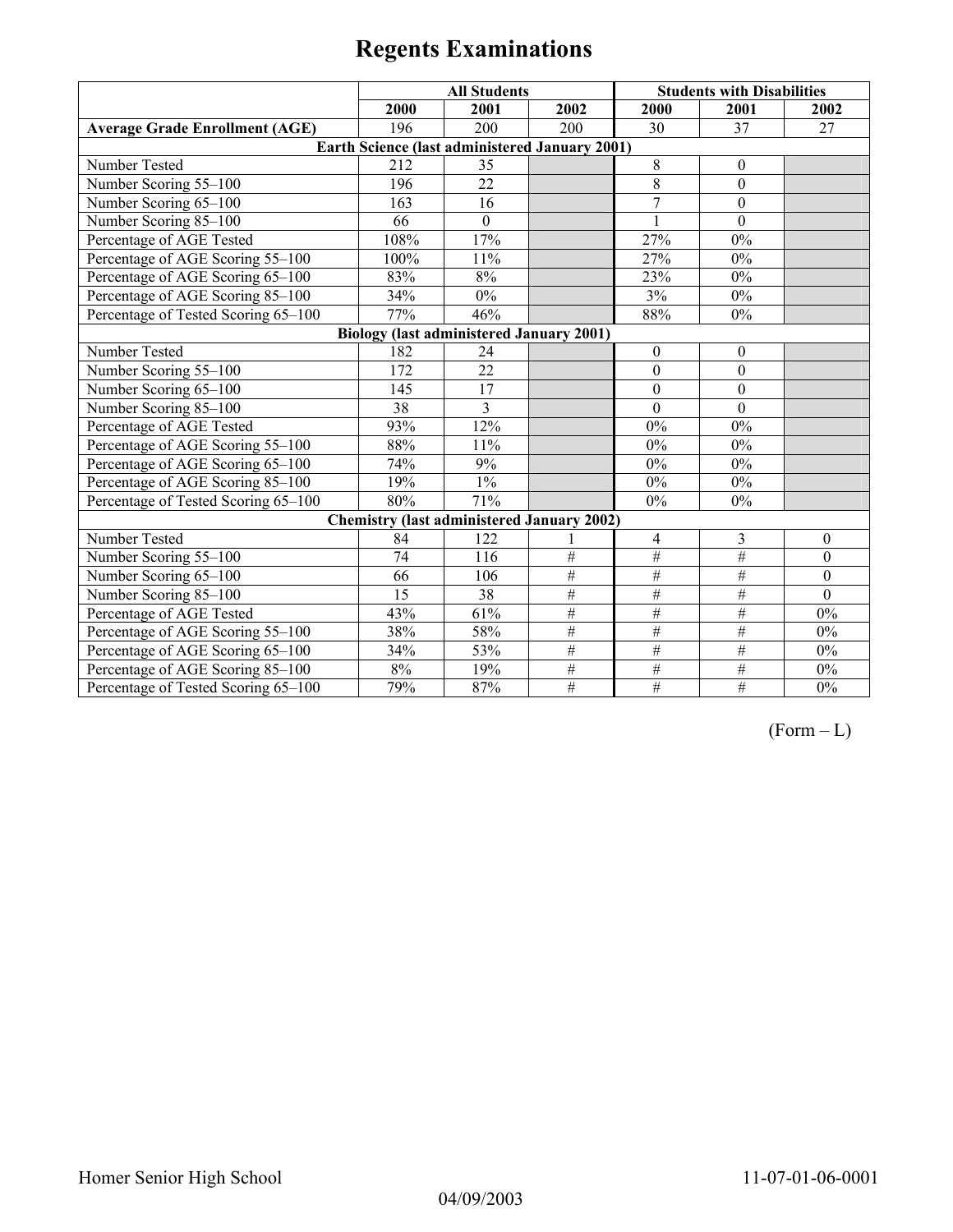# Regents Examinations

| | All Students | | | Students with Disabilities | | |
|---|---|---|---|---|---|---|
| | 2000 | 2001 | 2002 | 2000 | 2001 | 2002 |
| **Average Grade Enrollment (AGE)** | 196 | 200 | 200 | 30 | 37 | 27 |
| **Earth Science (last administered January 2001)** | | | | | | |
| Number Tested | 212 | 35 | | 8 | 0 | |
| Number Scoring 55–100 | 196 | 22 | | 8 | 0 | |
| Number Scoring 65–100 | 163 | 16 | | 7 | 0 | |
| Number Scoring 85–100 | 66 | 0 | | 1 | 0 | |
| Percentage of AGE Tested | 108% | 17% | | 27% | 0% | |
| Percentage of AGE Scoring 55–100 | 100% | 11% | | 27% | 0% | |
| Percentage of AGE Scoring 65–100 | 83% | 8% | | 23% | 0% | |
| Percentage of AGE Scoring 85–100 | 34% | 0% | | 3% | 0% | |
| Percentage of Tested Scoring 65–100 | 77% | 46% | | 88% | 0% | |
| **Biology (last administered January 2001)** | | | | | | |
| Number Tested | 182 | 24 | | 0 | 0 | |
| Number Scoring 55–100 | 172 | 22 | | 0 | 0 | |
| Number Scoring 65–100 | 145 | 17 | | 0 | 0 | |
| Number Scoring 85–100 | 38 | 3 | | 0 | 0 | |
| Percentage of AGE Tested | 93% | 12% | | 0% | 0% | |
| Percentage of AGE Scoring 55–100 | 88% | 11% | | 0% | 0% | |
| Percentage of AGE Scoring 65–100 | 74% | 9% | | 0% | 0% | |
| Percentage of AGE Scoring 85–100 | 19% | 1% | | 0% | 0% | |
| Percentage of Tested Scoring 65–100 | 80% | 71% | | 0% | 0% | |
| **Chemistry (last administered January 2002)** | | | | | | |
| Number Tested | 84 | 122 | 1 | 4 | 3 | 0 |
| Number Scoring 55–100 | 74 | 116 | # | # | # | 0 |
| Number Scoring 65–100 | 66 | 106 | # | # | # | 0 |
| Number Scoring 85–100 | 15 | 38 | # | # | # | 0 |
| Percentage of AGE Tested | 43% | 61% | # | # | # | 0% |
| Percentage of AGE Scoring 55–100 | 38% | 58% | # | # | # | 0% |
| Percentage of AGE Scoring 65–100 | 34% | 53% | # | # | # | 0% |
| Percentage of AGE Scoring 85–100 | 8% | 19% | # | # | # | 0% |
| Percentage of Tested Scoring 65–100 | 79% | 87% | # | # | # | 0% |

(Form – L)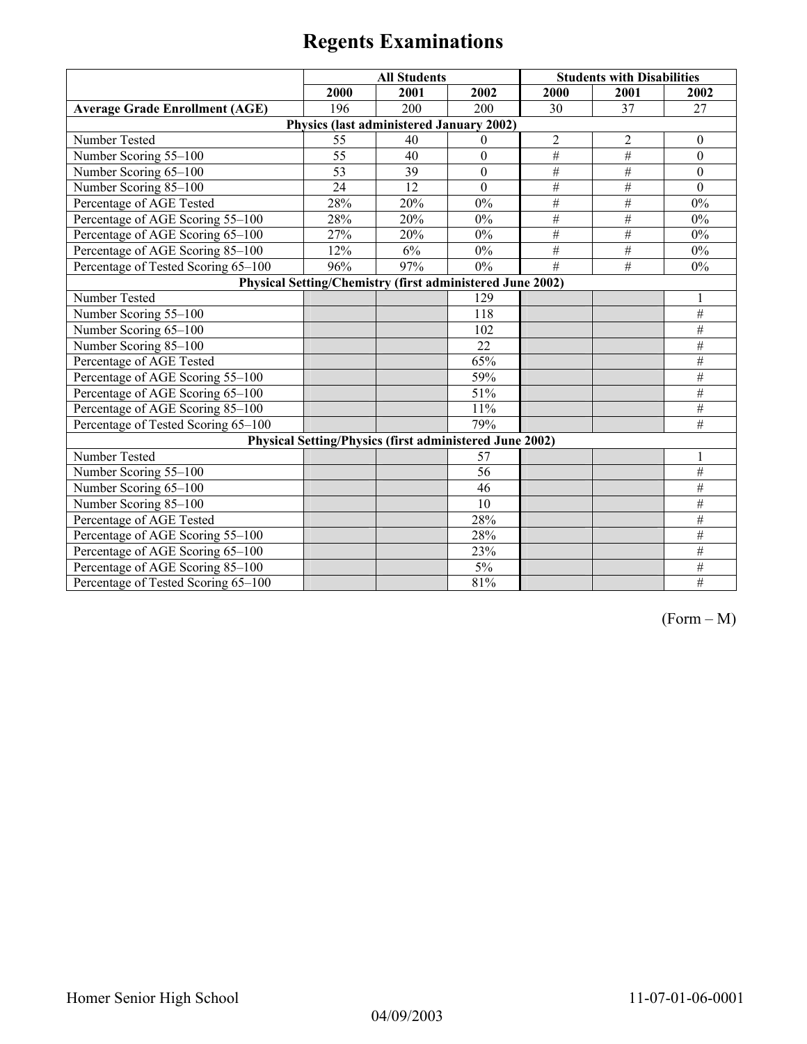# Regents Examinations

| | All Students | | | Students with Disabilities | | |
|---|---|---|---|---|---|---|
| | 2000 | 2001 | 2002 | 2000 | 2001 | 2002 |
| **Average Grade Enrollment (AGE)** | 196 | 200 | 200 | 30 | 37 | 27 |
| **Physics (last administered January 2002)** | | | | | | |
| Number Tested | 55 | 40 | 0 | 2 | 2 | 0 |
| Number Scoring 55–100 | 55 | 40 | 0 | # | # | 0 |
| Number Scoring 65–100 | 53 | 39 | 0 | # | # | 0 |
| Number Scoring 85–100 | 24 | 12 | 0 | # | # | 0 |
| Percentage of AGE Tested | 28% | 20% | 0% | # | # | 0% |
| Percentage of AGE Scoring 55–100 | 28% | 20% | 0% | # | # | 0% |
| Percentage of AGE Scoring 65–100 | 27% | 20% | 0% | # | # | 0% |
| Percentage of AGE Scoring 85–100 | 12% | 6% | 0% | # | # | 0% |
| Percentage of Tested Scoring 65–100 | 96% | 97% | 0% | # | # | 0% |
| **Physical Setting/Chemistry (first administered June 2002)** | | | | | | |
| Number Tested | | | 129 | | | 1 |
| Number Scoring 55–100 | | | 118 | | | # |
| Number Scoring 65–100 | | | 102 | | | # |
| Number Scoring 85–100 | | | 22 | | | # |
| Percentage of AGE Tested | | | 65% | | | # |
| Percentage of AGE Scoring 55–100 | | | 59% | | | # |
| Percentage of AGE Scoring 65–100 | | | 51% | | | # |
| Percentage of AGE Scoring 85–100 | | | 11% | | | # |
| Percentage of Tested Scoring 65–100 | | | 79% | | | # |
| **Physical Setting/Physics (first administered June 2002)** | | | | | | |
| Number Tested | | | 57 | | | 1 |
| Number Scoring 55–100 | | | 56 | | | # |
| Number Scoring 65–100 | | | 46 | | | # |
| Number Scoring 85–100 | | | 10 | | | # |
| Percentage of AGE Tested | | | 28% | | | # |
| Percentage of AGE Scoring 55–100 | | | 28% | | | # |
| Percentage of AGE Scoring 65–100 | | | 23% | | | # |
| Percentage of AGE Scoring 85–100 | | | 5% | | | # |
| Percentage of Tested Scoring 65–100 | | | 81% | | | # |

(Form – M)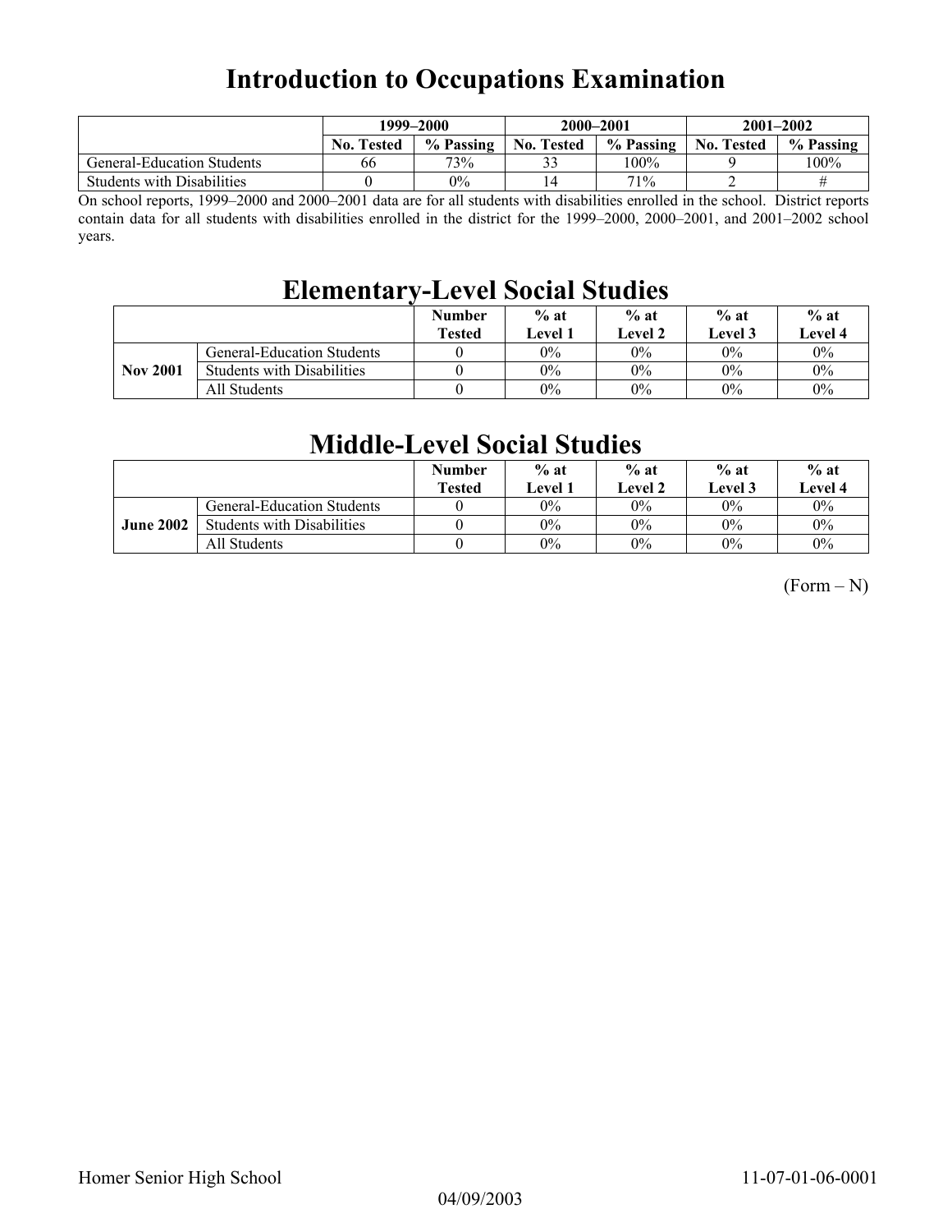# Introduction to Occupations Examination

| | 1999–2000 | | 2000–2001 | | 2001–2002 | |
|---|---|---|---|---|---|---|
| | No. Tested | % Passing | No. Tested | % Passing | No. Tested | % Passing |
| General-Education Students | 66 | 73% | 33 | 100% | 9 | 100% |
| Students with Disabilities | 0 | 0% | 14 | 71% | 2 | # |

On school reports, 1999–2000 and 2000–2001 data are for all students with disabilities enrolled in the school. District reports contain data for all students with disabilities enrolled in the district for the 1999–2000, 2000–2001, and 2001–2002 school years.

# Elementary-Level Social Studies

| | | Number Tested | % at Level 1 | % at Level 2 | % at Level 3 | % at Level 4 |
|---|---|---|---|---|---|---|
| Nov 2001 | General-Education Students | 0 | 0% | 0% | 0% | 0% |
| | Students with Disabilities | 0 | 0% | 0% | 0% | 0% |
| | All Students | 0 | 0% | 0% | 0% | 0% |

# Middle-Level Social Studies

| | | Number Tested | % at Level 1 | % at Level 2 | % at Level 3 | % at Level 4 |
|---|---|---|---|---|---|---|
| June 2002 | General-Education Students | 0 | 0% | 0% | 0% | 0% |
| | Students with Disabilities | 0 | 0% | 0% | 0% | 0% |
| | All Students | 0 | 0% | 0% | 0% | 0% |

(Form – N)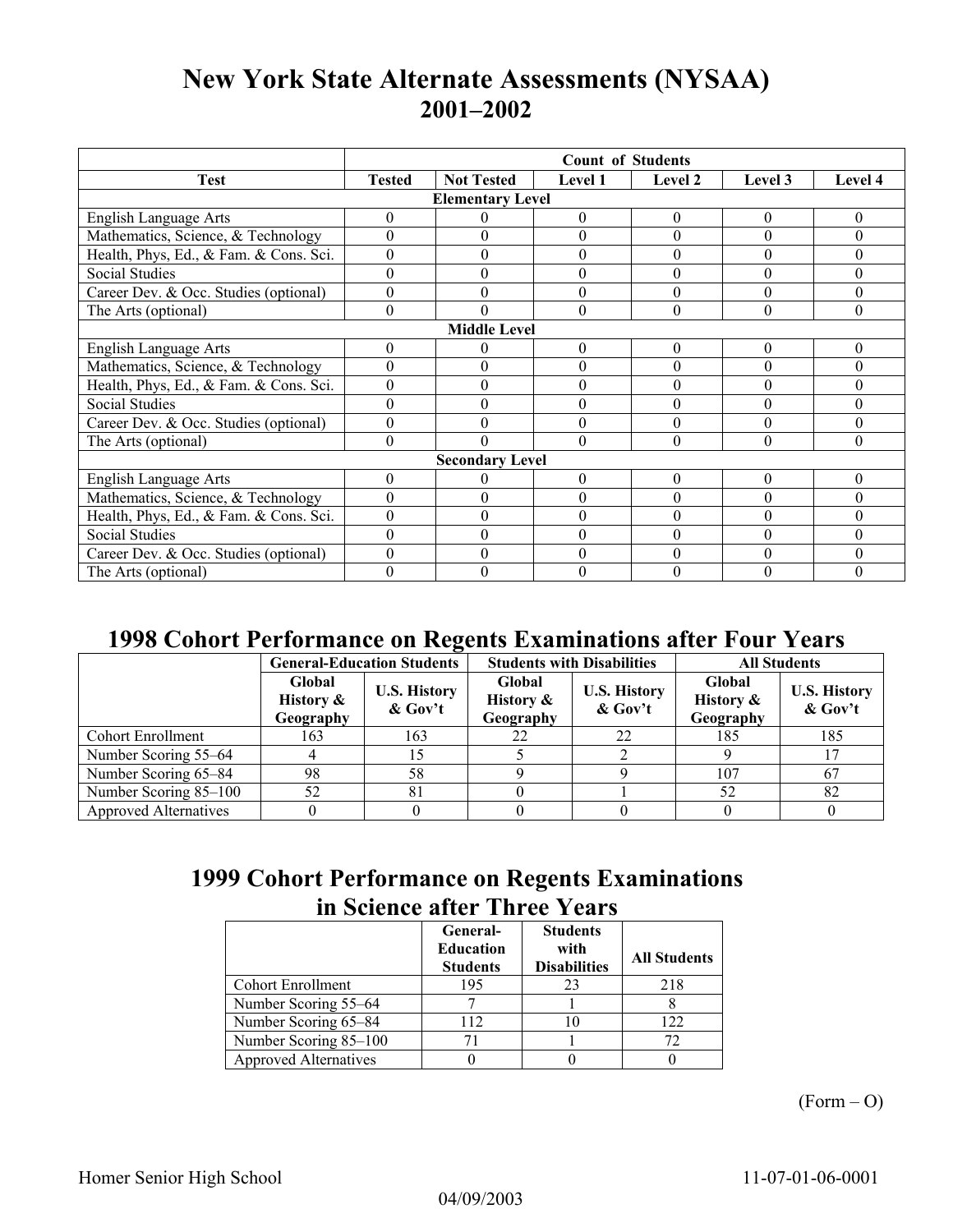# New York State Alternate Assessments (NYSAA) 2001–2002

| | Count of Students | | | | | |
|---|---|---|---|---|---|---|
| **Test** | **Tested** | **Not Tested** | **Level 1** | **Level 2** | **Level 3** | **Level 4** |
| **Elementary Level** | | | | | | |
| English Language Arts | 0 | 0 | 0 | 0 | 0 | 0 |
| Mathematics, Science, & Technology | 0 | 0 | 0 | 0 | 0 | 0 |
| Health, Phys, Ed., & Fam. & Cons. Sci. | 0 | 0 | 0 | 0 | 0 | 0 |
| Social Studies | 0 | 0 | 0 | 0 | 0 | 0 |
| Career Dev. & Occ. Studies (optional) | 0 | 0 | 0 | 0 | 0 | 0 |
| The Arts (optional) | 0 | 0 | 0 | 0 | 0 | 0 |
| **Middle Level** | | | | | | |
| English Language Arts | 0 | 0 | 0 | 0 | 0 | 0 |
| Mathematics, Science, & Technology | 0 | 0 | 0 | 0 | 0 | 0 |
| Health, Phys, Ed., & Fam. & Cons. Sci. | 0 | 0 | 0 | 0 | 0 | 0 |
| Social Studies | 0 | 0 | 0 | 0 | 0 | 0 |
| Career Dev. & Occ. Studies (optional) | 0 | 0 | 0 | 0 | 0 | 0 |
| The Arts (optional) | 0 | 0 | 0 | 0 | 0 | 0 |
| **Secondary Level** | | | | | | |
| English Language Arts | 0 | 0 | 0 | 0 | 0 | 0 |
| Mathematics, Science, & Technology | 0 | 0 | 0 | 0 | 0 | 0 |
| Health, Phys, Ed., & Fam. & Cons. Sci. | 0 | 0 | 0 | 0 | 0 | 0 |
| Social Studies | 0 | 0 | 0 | 0 | 0 | 0 |
| Career Dev. & Occ. Studies (optional) | 0 | 0 | 0 | 0 | 0 | 0 |
| The Arts (optional) | 0 | 0 | 0 | 0 | 0 | 0 |

# 1998 Cohort Performance on Regents Examinations after Four Years

| | General-Education Students | | Students with Disabilities | | All Students | |
|---|---|---|---|---|---|---|
| | **Global History & Geography** | **U.S. History & Gov't** | **Global History & Geography** | **U.S. History & Gov't** | **Global History & Geography** | **U.S. History & Gov't** |
| Cohort Enrollment | 163 | 163 | 22 | 22 | 185 | 185 |
| Number Scoring 55–64 | 4 | 15 | 5 | 2 | 9 | 17 |
| Number Scoring 65–84 | 98 | 58 | 9 | 9 | 107 | 67 |
| Number Scoring 85–100 | 52 | 81 | 0 | 1 | 52 | 82 |
| Approved Alternatives | 0 | 0 | 0 | 0 | 0 | 0 |

# 1999 Cohort Performance on Regents Examinations in Science after Three Years

| | General-Education Students | Students with Disabilities | All Students |
|---|---|---|---|
| Cohort Enrollment | 195 | 23 | 218 |
| Number Scoring 55–64 | 7 | 1 | 8 |
| Number Scoring 65–84 | 112 | 10 | 122 |
| Number Scoring 85–100 | 71 | 1 | 72 |
| Approved Alternatives | 0 | 0 | 0 |

(Form – O)

Homer Senior High School 11-07-01-06-0001

04/09/2003